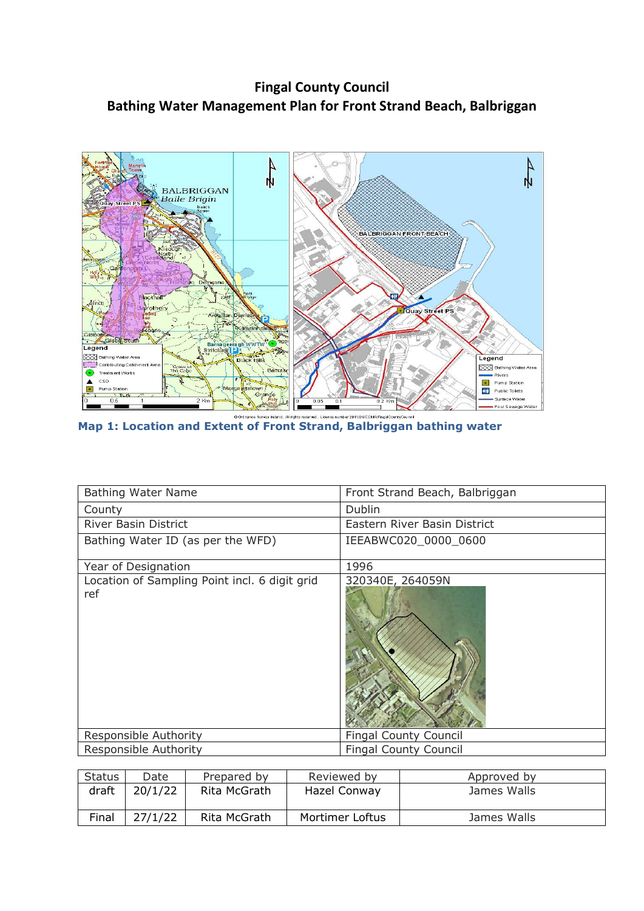# Fingal County Council
## Bathing Water Management Plan for Front Strand Beach, Balbriggan

**Map 1: Location and Extent of Front Strand, Balbriggan bathing water**

| Bathing Water Name | Front Strand Beach, Balbriggan |
|---|---|
| County | Dublin |
| River Basin District | Eastern River Basin District |
| Bathing Water ID (as per the WFD) | IEEABWC020_0000_0600 |
| Year of Designation | 1996 |
| Location of Sampling Point incl. 6 digit grid ref | 320340E, 264059N |
| Responsible Authority | Fingal County Council |
| Responsible Authority | Fingal County Council |

| Status | Date | Prepared by | Reviewed by | Approved by |
|---|---|---|---|---|
| draft | 20/1/22 | Rita McGrath | Hazel Conway | James Walls |
| Final | 27/1/22 | Rita McGrath | Mortimer Loftus | James Walls |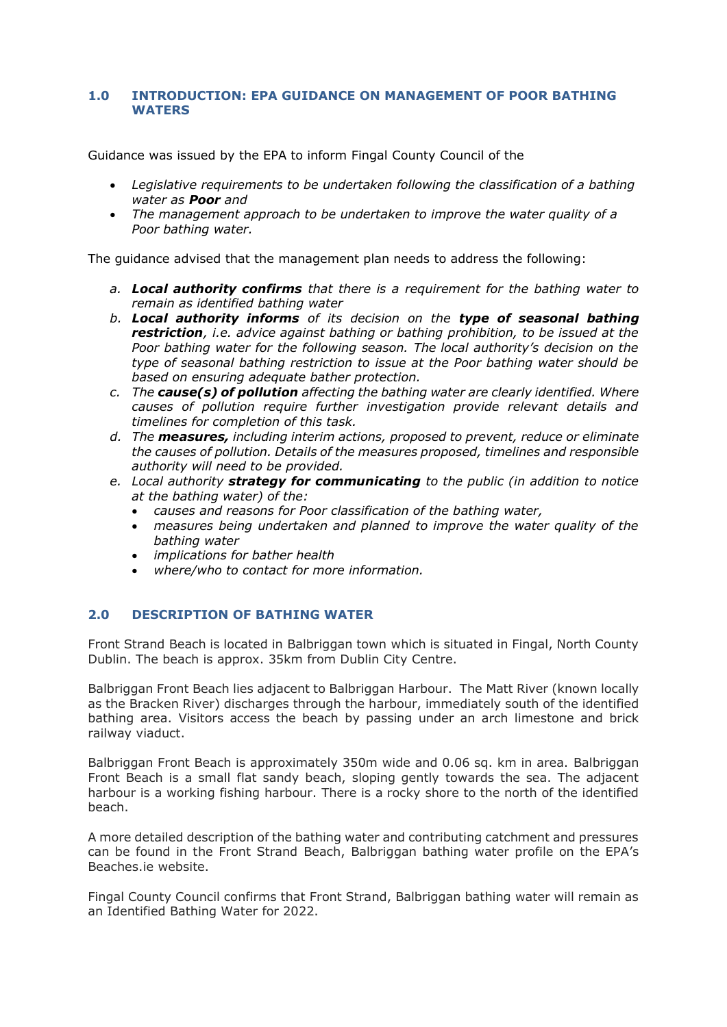## 1.0 INTRODUCTION: EPA GUIDANCE ON MANAGEMENT OF POOR BATHING WATERS

Guidance was issued by the EPA to inform Fingal County Council of the

- *Legislative requirements to be undertaken following the classification of a bathing water as **Poor** and*
- *The management approach to be undertaken to improve the water quality of a Poor bathing water.*

The guidance advised that the management plan needs to address the following:

a. ***Local authority confirms** that there is a requirement for the bathing water to remain as identified bathing water*

b. ***Local authority informs** of its decision on the **type of seasonal bathing restriction**, i.e. advice against bathing or bathing prohibition, to be issued at the Poor bathing water for the following season. The local authority's decision on the type of seasonal bathing restriction to issue at the Poor bathing water should be based on ensuring adequate bather protection.*

c. *The **cause(s) of pollution** affecting the bathing water are clearly identified. Where causes of pollution require further investigation provide relevant details and timelines for completion of this task.*

d. *The **measures,** including interim actions, proposed to prevent, reduce or eliminate the causes of pollution. Details of the measures proposed, timelines and responsible authority will need to be provided.*

e. *Local authority **strategy for communicating** to the public (in addition to notice at the bathing water) of the:*
   - *causes and reasons for Poor classification of the bathing water,*
   - *measures being undertaken and planned to improve the water quality of the bathing water*
   - *implications for bather health*
   - *where/who to contact for more information.*

## 2.0 DESCRIPTION OF BATHING WATER

Front Strand Beach is located in Balbriggan town which is situated in Fingal, North County Dublin. The beach is approx. 35km from Dublin City Centre.

Balbriggan Front Beach lies adjacent to Balbriggan Harbour. The Matt River (known locally as the Bracken River) discharges through the harbour, immediately south of the identified bathing area. Visitors access the beach by passing under an arch limestone and brick railway viaduct.

Balbriggan Front Beach is approximately 350m wide and 0.06 sq. km in area. Balbriggan Front Beach is a small flat sandy beach, sloping gently towards the sea. The adjacent harbour is a working fishing harbour. There is a rocky shore to the north of the identified beach.

A more detailed description of the bathing water and contributing catchment and pressures can be found in the Front Strand Beach, Balbriggan bathing water profile on the EPA's Beaches.ie website.

Fingal County Council confirms that Front Strand, Balbriggan bathing water will remain as an Identified Bathing Water for 2022.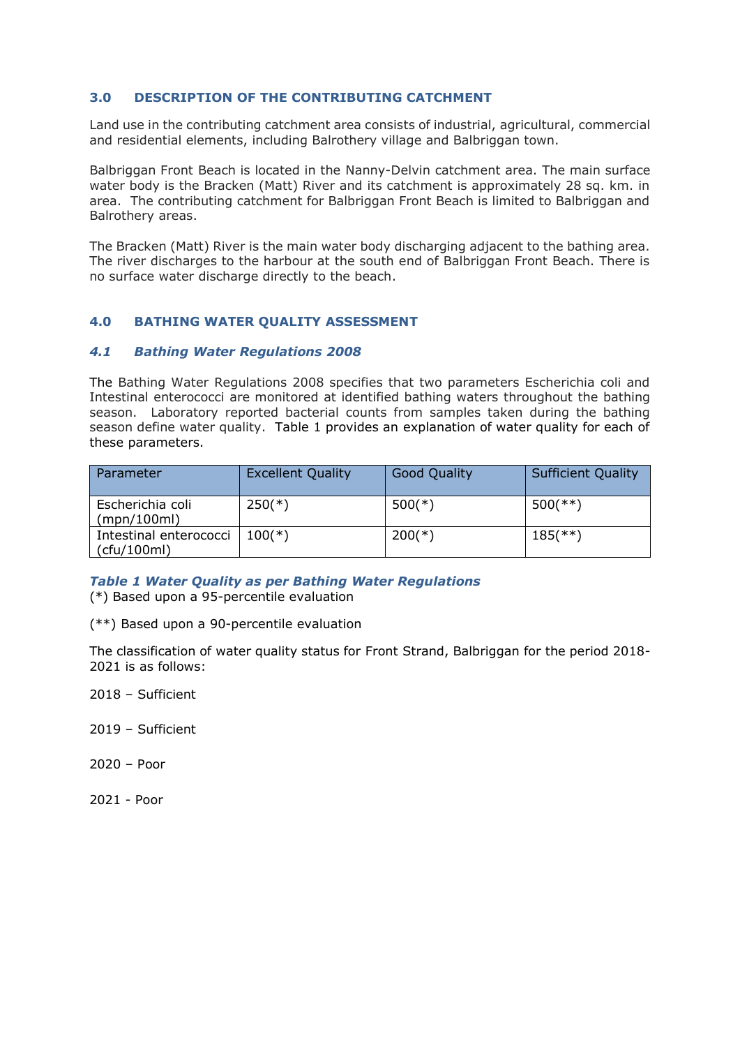## 3.0 DESCRIPTION OF THE CONTRIBUTING CATCHMENT

Land use in the contributing catchment area consists of industrial, agricultural, commercial and residential elements, including Balrothery village and Balbriggan town.

Balbriggan Front Beach is located in the Nanny-Delvin catchment area. The main surface water body is the Bracken (Matt) River and its catchment is approximately 28 sq. km. in area. The contributing catchment for Balbriggan Front Beach is limited to Balbriggan and Balrothery areas.

The Bracken (Matt) River is the main water body discharging adjacent to the bathing area. The river discharges to the harbour at the south end of Balbriggan Front Beach. There is no surface water discharge directly to the beach.

## 4.0 BATHING WATER QUALITY ASSESSMENT

### *4.1 Bathing Water Regulations 2008*

The Bathing Water Regulations 2008 specifies that two parameters Escherichia coli and Intestinal enterococci are monitored at identified bathing waters throughout the bathing season. Laboratory reported bacterial counts from samples taken during the bathing season define water quality. Table 1 provides an explanation of water quality for each of these parameters.

| Parameter | Excellent Quality | Good Quality | Sufficient Quality |
|---|---|---|---|
| Escherichia coli (mpn/100ml) | 250(*) | 500(*) | 500(**) |
| Intestinal enterococci (cfu/100ml) | 100(*) | 200(*) | 185(**) |

***Table 1 Water Quality as per Bathing Water Regulations***

(*) Based upon a 95-percentile evaluation

(**) Based upon a 90-percentile evaluation

The classification of water quality status for Front Strand, Balbriggan for the period 2018-2021 is as follows:

2018 – Sufficient

2019 – Sufficient

2020 – Poor

2021 - Poor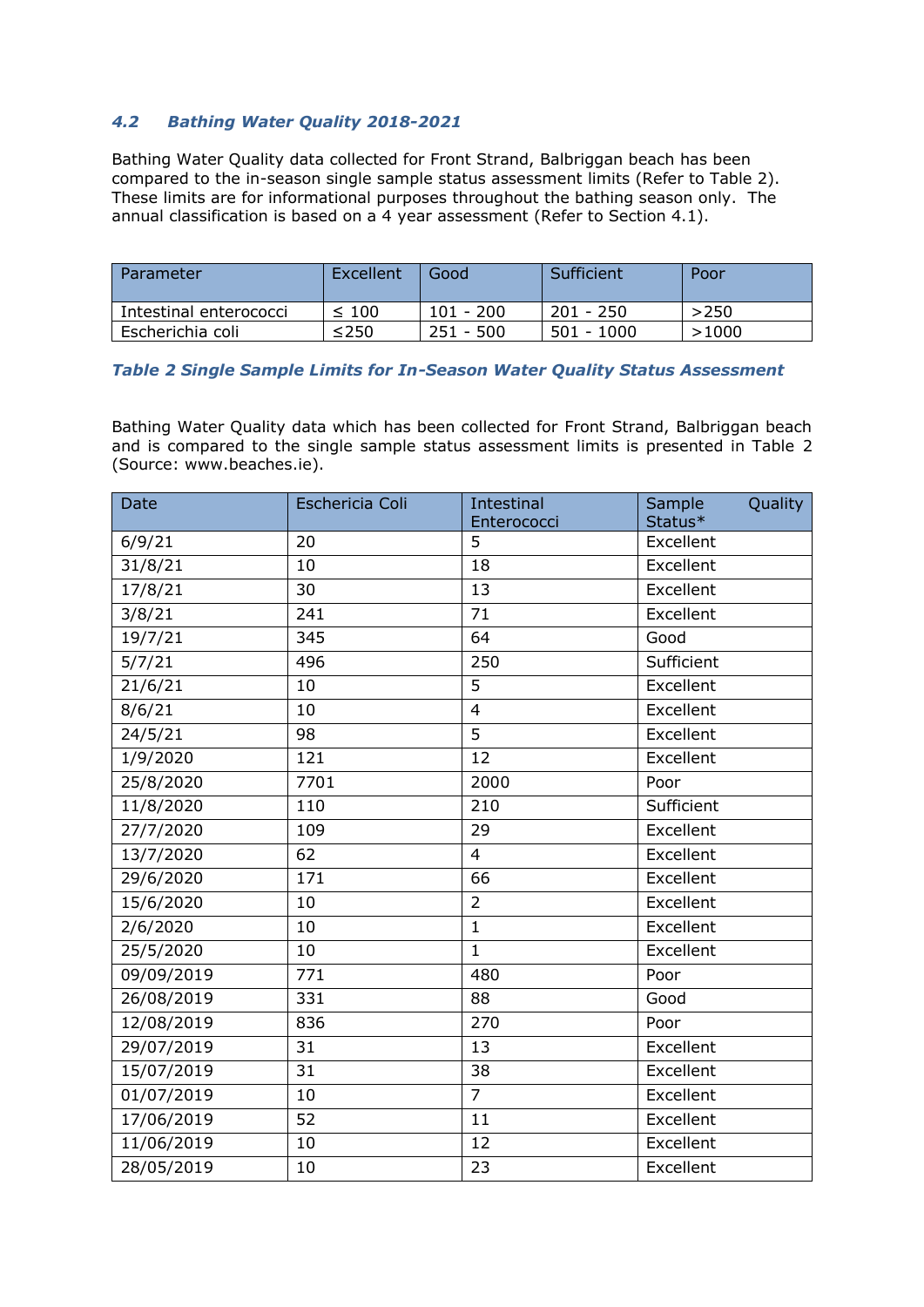### *4.2 Bathing Water Quality 2018-2021*

Bathing Water Quality data collected for Front Strand, Balbriggan beach has been compared to the in-season single sample status assessment limits (Refer to Table 2). These limits are for informational purposes throughout the bathing season only. The annual classification is based on a 4 year assessment (Refer to Section 4.1).

| Parameter | Excellent | Good | Sufficient | Poor |
|---|---|---|---|---|
| Intestinal enterococci | ≤ 100 | 101 - 200 | 201 - 250 | >250 |
| Escherichia coli | ≤250 | 251 - 500 | 501 - 1000 | >1000 |

***Table 2 Single Sample Limits for In-Season Water Quality Status Assessment***

Bathing Water Quality data which has been collected for Front Strand, Balbriggan beach and is compared to the single sample status assessment limits is presented in Table 2 (Source: www.beaches.ie).

| Date | Eschericia Coli | Intestinal Enterococci | Sample Quality Status* |
|---|---|---|---|
| 6/9/21 | 20 | 5 | Excellent |
| 31/8/21 | 10 | 18 | Excellent |
| 17/8/21 | 30 | 13 | Excellent |
| 3/8/21 | 241 | 71 | Excellent |
| 19/7/21 | 345 | 64 | Good |
| 5/7/21 | 496 | 250 | Sufficient |
| 21/6/21 | 10 | 5 | Excellent |
| 8/6/21 | 10 | 4 | Excellent |
| 24/5/21 | 98 | 5 | Excellent |
| 1/9/2020 | 121 | 12 | Excellent |
| 25/8/2020 | 7701 | 2000 | Poor |
| 11/8/2020 | 110 | 210 | Sufficient |
| 27/7/2020 | 109 | 29 | Excellent |
| 13/7/2020 | 62 | 4 | Excellent |
| 29/6/2020 | 171 | 66 | Excellent |
| 15/6/2020 | 10 | 2 | Excellent |
| 2/6/2020 | 10 | 1 | Excellent |
| 25/5/2020 | 10 | 1 | Excellent |
| 09/09/2019 | 771 | 480 | Poor |
| 26/08/2019 | 331 | 88 | Good |
| 12/08/2019 | 836 | 270 | Poor |
| 29/07/2019 | 31 | 13 | Excellent |
| 15/07/2019 | 31 | 38 | Excellent |
| 01/07/2019 | 10 | 7 | Excellent |
| 17/06/2019 | 52 | 11 | Excellent |
| 11/06/2019 | 10 | 12 | Excellent |
| 28/05/2019 | 10 | 23 | Excellent |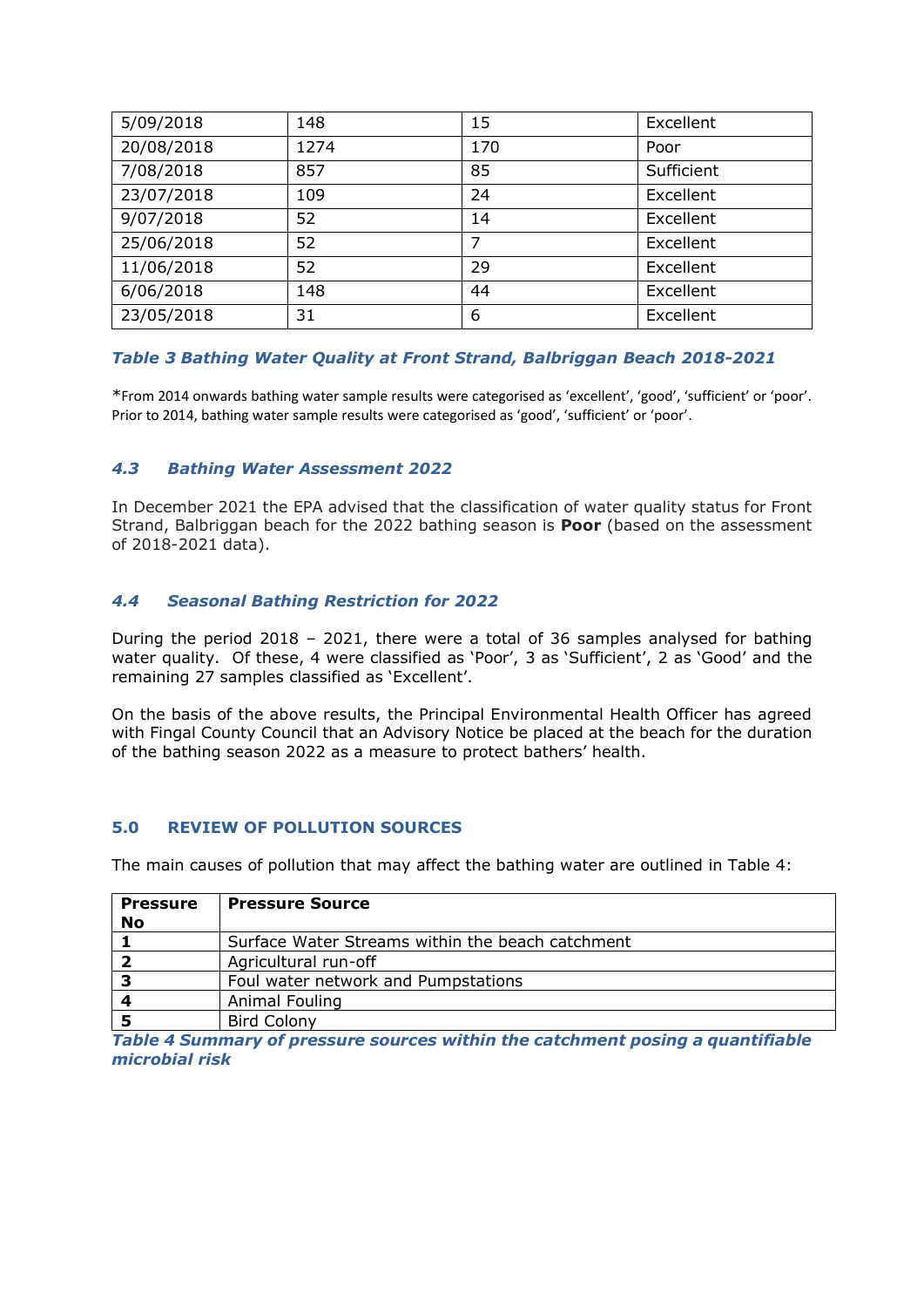| | | | |
|---|---|---|---|
| 5/09/2018 | 148 | 15 | Excellent |
| 20/08/2018 | 1274 | 170 | Poor |
| 7/08/2018 | 857 | 85 | Sufficient |
| 23/07/2018 | 109 | 24 | Excellent |
| 9/07/2018 | 52 | 14 | Excellent |
| 25/06/2018 | 52 | 7 | Excellent |
| 11/06/2018 | 52 | 29 | Excellent |
| 6/06/2018 | 148 | 44 | Excellent |
| 23/05/2018 | 31 | 6 | Excellent |

***Table 3 Bathing Water Quality at Front Strand, Balbriggan Beach 2018-2021***

*From 2014 onwards bathing water sample results were categorised as 'excellent', 'good', 'sufficient' or 'poor'. Prior to 2014, bathing water sample results were categorised as 'good', 'sufficient' or 'poor'.

### *4.3 Bathing Water Assessment 2022*

In December 2021 the EPA advised that the classification of water quality status for Front Strand, Balbriggan beach for the 2022 bathing season is **Poor** (based on the assessment of 2018-2021 data).

### *4.4 Seasonal Bathing Restriction for 2022*

During the period 2018 – 2021, there were a total of 36 samples analysed for bathing water quality. Of these, 4 were classified as 'Poor', 3 as 'Sufficient', 2 as 'Good' and the remaining 27 samples classified as 'Excellent'.

On the basis of the above results, the Principal Environmental Health Officer has agreed with Fingal County Council that an Advisory Notice be placed at the beach for the duration of the bathing season 2022 as a measure to protect bathers' health.

## 5.0 REVIEW OF POLLUTION SOURCES

The main causes of pollution that may affect the bathing water are outlined in Table 4:

| Pressure No | Pressure Source |
|---|---|
| **1** | Surface Water Streams within the beach catchment |
| **2** | Agricultural run-off |
| **3** | Foul water network and Pumpstations |
| **4** | Animal Fouling |
| **5** | Bird Colony |

***Table 4 Summary of pressure sources within the catchment posing a quantifiable microbial risk***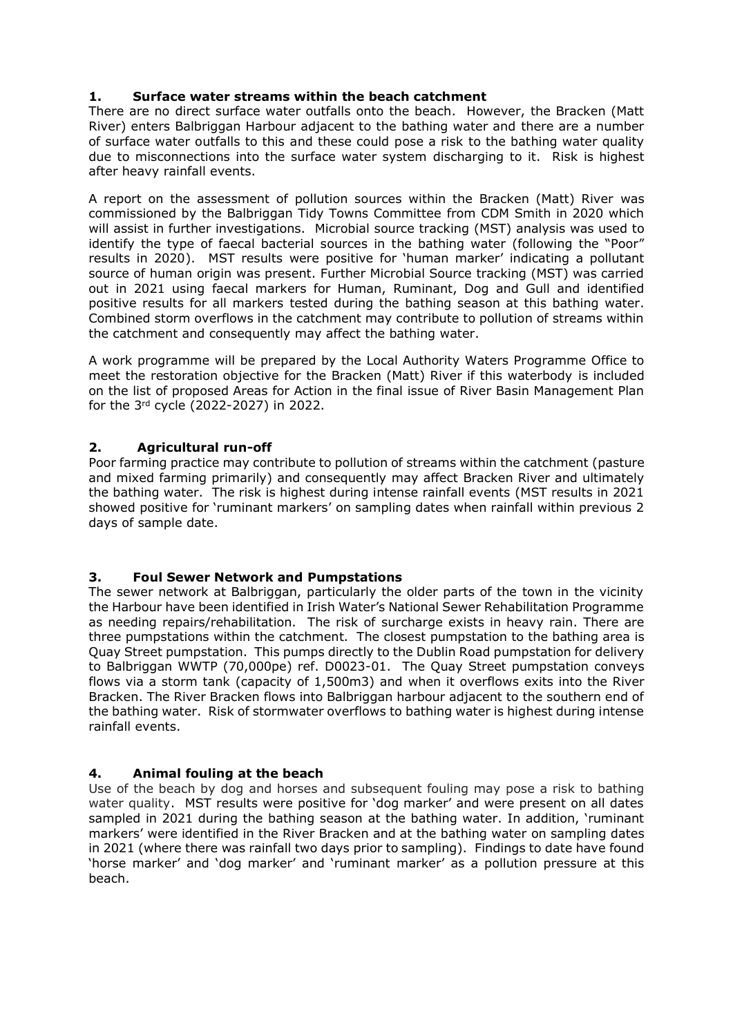## 1. Surface water streams within the beach catchment

There are no direct surface water outfalls onto the beach. However, the Bracken (Matt River) enters Balbriggan Harbour adjacent to the bathing water and there are a number of surface water outfalls to this and these could pose a risk to the bathing water quality due to misconnections into the surface water system discharging to it. Risk is highest after heavy rainfall events.

A report on the assessment of pollution sources within the Bracken (Matt) River was commissioned by the Balbriggan Tidy Towns Committee from CDM Smith in 2020 which will assist in further investigations. Microbial source tracking (MST) analysis was used to identify the type of faecal bacterial sources in the bathing water (following the "Poor" results in 2020). MST results were positive for 'human marker' indicating a pollutant source of human origin was present. Further Microbial Source tracking (MST) was carried out in 2021 using faecal markers for Human, Ruminant, Dog and Gull and identified positive results for all markers tested during the bathing season at this bathing water. Combined storm overflows in the catchment may contribute to pollution of streams within the catchment and consequently may affect the bathing water.

A work programme will be prepared by the Local Authority Waters Programme Office to meet the restoration objective for the Bracken (Matt) River if this waterbody is included on the list of proposed Areas for Action in the final issue of River Basin Management Plan for the 3rd cycle (2022-2027) in 2022.

## 2. Agricultural run-off

Poor farming practice may contribute to pollution of streams within the catchment (pasture and mixed farming primarily) and consequently may affect Bracken River and ultimately the bathing water. The risk is highest during intense rainfall events (MST results in 2021 showed positive for 'ruminant markers' on sampling dates when rainfall within previous 2 days of sample date.

## 3. Foul Sewer Network and Pumpstations

The sewer network at Balbriggan, particularly the older parts of the town in the vicinity the Harbour have been identified in Irish Water's National Sewer Rehabilitation Programme as needing repairs/rehabilitation. The risk of surcharge exists in heavy rain. There are three pumpstations within the catchment. The closest pumpstation to the bathing area is Quay Street pumpstation. This pumps directly to the Dublin Road pumpstation for delivery to Balbriggan WWTP (70,000pe) ref. D0023-01. The Quay Street pumpstation conveys flows via a storm tank (capacity of 1,500m3) and when it overflows exits into the River Bracken. The River Bracken flows into Balbriggan harbour adjacent to the southern end of the bathing water. Risk of stormwater overflows to bathing water is highest during intense rainfall events.

## 4. Animal fouling at the beach

Use of the beach by dog and horses and subsequent fouling may pose a risk to bathing water quality. MST results were positive for 'dog marker' and were present on all dates sampled in 2021 during the bathing season at the bathing water. In addition, 'ruminant markers' were identified in the River Bracken and at the bathing water on sampling dates in 2021 (where there was rainfall two days prior to sampling). Findings to date have found 'horse marker' and 'dog marker' and 'ruminant marker' as a pollution pressure at this beach.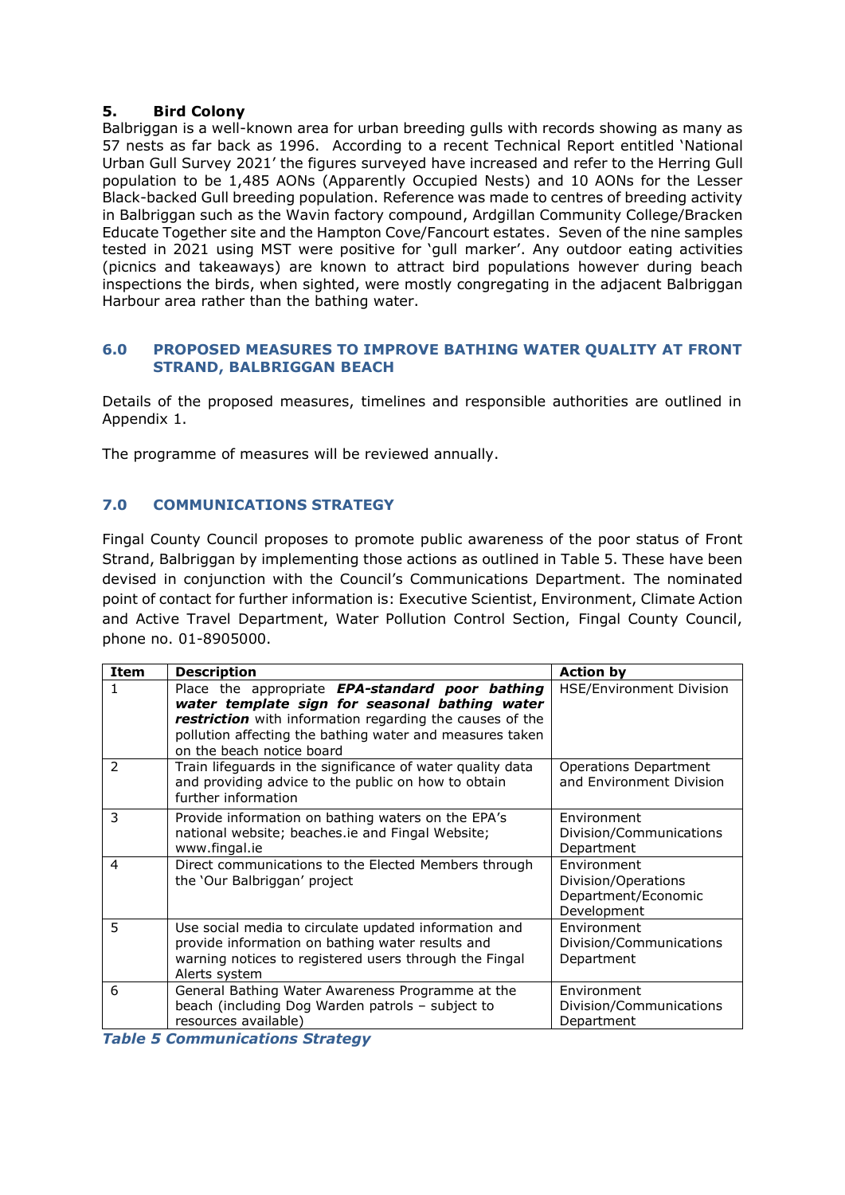## 5. Bird Colony

Balbriggan is a well-known area for urban breeding gulls with records showing as many as 57 nests as far back as 1996. According to a recent Technical Report entitled 'National Urban Gull Survey 2021' the figures surveyed have increased and refer to the Herring Gull population to be 1,485 AONs (Apparently Occupied Nests) and 10 AONs for the Lesser Black-backed Gull breeding population. Reference was made to centres of breeding activity in Balbriggan such as the Wavin factory compound, Ardgillan Community College/Bracken Educate Together site and the Hampton Cove/Fancourt estates. Seven of the nine samples tested in 2021 using MST were positive for 'gull marker'. Any outdoor eating activities (picnics and takeaways) are known to attract bird populations however during beach inspections the birds, when sighted, were mostly congregating in the adjacent Balbriggan Harbour area rather than the bathing water.

## 6.0 PROPOSED MEASURES TO IMPROVE BATHING WATER QUALITY AT FRONT STRAND, BALBRIGGAN BEACH

Details of the proposed measures, timelines and responsible authorities are outlined in Appendix 1.

The programme of measures will be reviewed annually.

## 7.0 COMMUNICATIONS STRATEGY

Fingal County Council proposes to promote public awareness of the poor status of Front Strand, Balbriggan by implementing those actions as outlined in Table 5. These have been devised in conjunction with the Council's Communications Department. The nominated point of contact for further information is: Executive Scientist, Environment, Climate Action and Active Travel Department, Water Pollution Control Section, Fingal County Council, phone no. 01-8905000.

| Item | Description | Action by |
|---|---|---|
| 1 | Place the appropriate ***EPA-standard poor bathing water template sign for seasonal bathing water restriction*** with information regarding the causes of the pollution affecting the bathing water and measures taken on the beach notice board | HSE/Environment Division |
| 2 | Train lifeguards in the significance of water quality data and providing advice to the public on how to obtain further information | Operations Department and Environment Division |
| 3 | Provide information on bathing waters on the EPA's national website; beaches.ie and Fingal Website; www.fingal.ie | Environment Division/Communications Department |
| 4 | Direct communications to the Elected Members through the 'Our Balbriggan' project | Environment Division/Operations Department/Economic Development |
| 5 | Use social media to circulate updated information and provide information on bathing water results and warning notices to registered users through the Fingal Alerts system | Environment Division/Communications Department |
| 6 | General Bathing Water Awareness Programme at the beach (including Dog Warden patrols – subject to resources available) | Environment Division/Communications Department |

***Table 5 Communications Strategy***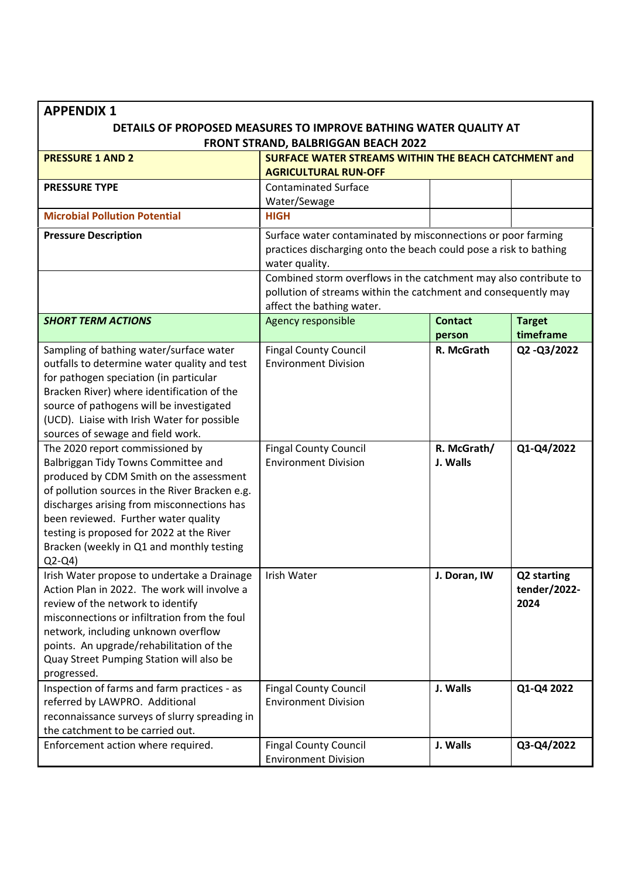## APPENDIX 1

### DETAILS OF PROPOSED MEASURES TO IMPROVE BATHING WATER QUALITY AT FRONT STRAND, BALBRIGGAN BEACH 2022

| **PRESSURE 1 AND 2** | **SURFACE WATER STREAMS WITHIN THE BEACH CATCHMENT and AGRICULTURAL RUN-OFF** | | |
|---|---|---|---|
| **PRESSURE TYPE** | Contaminated Surface Water/Sewage | | |
| **Microbial Pollution Potential** | **HIGH** | | |
| **Pressure Description** | Surface water contaminated by misconnections or poor farming practices discharging onto the beach could pose a risk to bathing water quality. | | |
| | Combined storm overflows in the catchment may also contribute to pollution of streams within the catchment and consequently may affect the bathing water. | | |
| ***SHORT TERM ACTIONS*** | Agency responsible | **Contact person** | **Target timeframe** |
| Sampling of bathing water/surface water outfalls to determine water quality and test for pathogen speciation (in particular Bracken River) where identification of the source of pathogens will be investigated (UCD). Liaise with Irish Water for possible sources of sewage and field work. | Fingal County Council Environment Division | **R. McGrath** | **Q2 -Q3/2022** |
| The 2020 report commissioned by Balbriggan Tidy Towns Committee and produced by CDM Smith on the assessment of pollution sources in the River Bracken e.g. discharges arising from misconnections has been reviewed. Further water quality testing is proposed for 2022 at the River Bracken (weekly in Q1 and monthly testing Q2-Q4) | Fingal County Council Environment Division | **R. McGrath/ J. Walls** | **Q1-Q4/2022** |
| Irish Water propose to undertake a Drainage Action Plan in 2022. The work will involve a review of the network to identify misconnections or infiltration from the foul network, including unknown overflow points. An upgrade/rehabilitation of the Quay Street Pumping Station will also be progressed. | Irish Water | **J. Doran, IW** | **Q2 starting tender/2022-2024** |
| Inspection of farms and farm practices - as referred by LAWPRO. Additional reconnaissance surveys of slurry spreading in the catchment to be carried out. | Fingal County Council Environment Division | **J. Walls** | **Q1-Q4 2022** |
| Enforcement action where required. | Fingal County Council Environment Division | **J. Walls** | **Q3-Q4/2022** |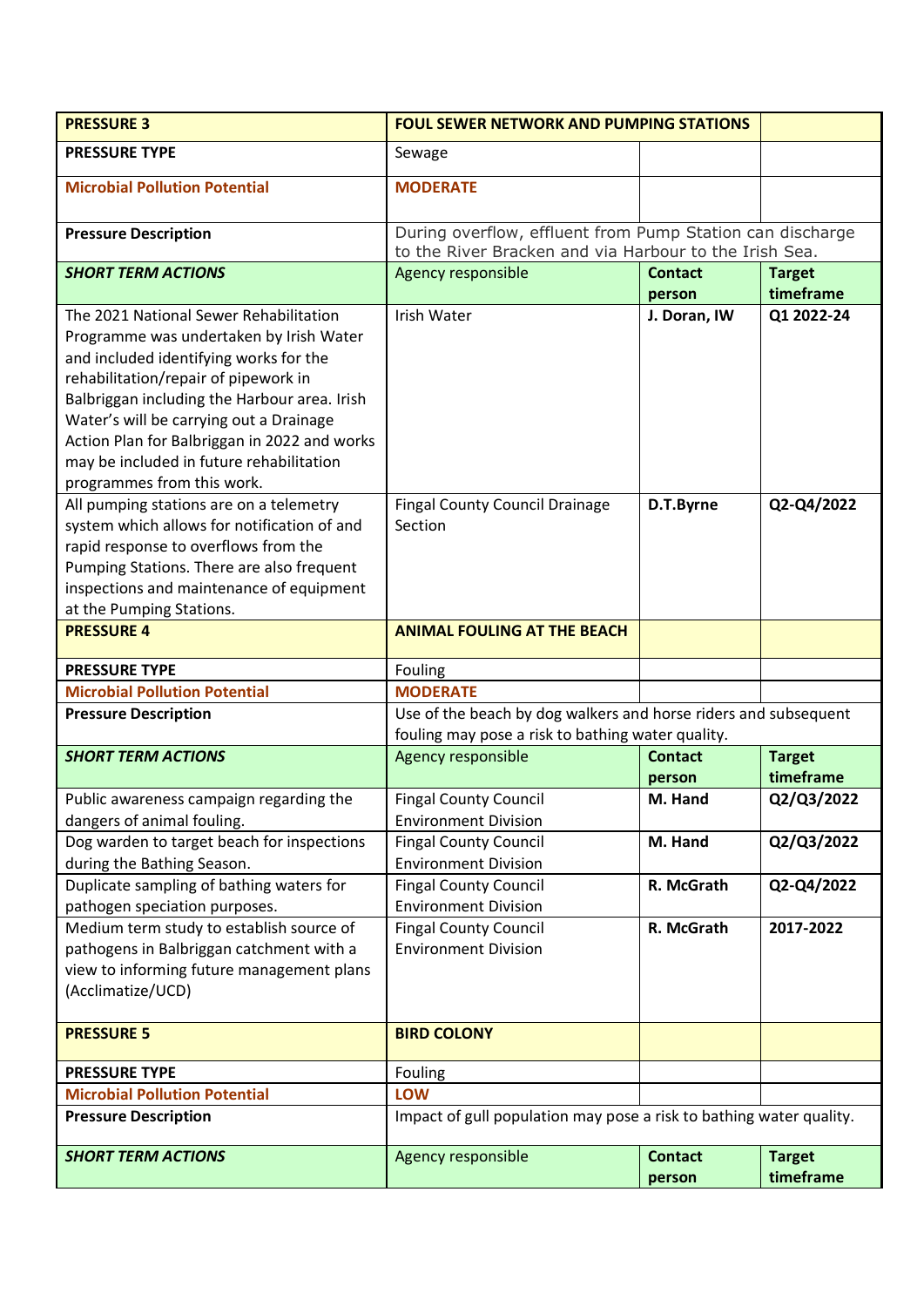| PRESSURE 3 | FOUL SEWER NETWORK AND PUMPING STATIONS | | |
|---|---|---|---|
| PRESSURE TYPE | Sewage | | |
| Microbial Pollution Potential | MODERATE | | |
| Pressure Description | During overflow, effluent from Pump Station can discharge to the River Bracken and via Harbour to the Irish Sea. | | |
| *SHORT TERM ACTIONS* | Agency responsible | **Contact person** | **Target timeframe** |
| The 2021 National Sewer Rehabilitation Programme was undertaken by Irish Water and included identifying works for the rehabilitation/repair of pipework in Balbriggan including the Harbour area. Irish Water's will be carrying out a Drainage Action Plan for Balbriggan in 2022 and works may be included in future rehabilitation programmes from this work. | Irish Water | **J. Doran, IW** | **Q1 2022-24** |
| All pumping stations are on a telemetry system which allows for notification of and rapid response to overflows from the Pumping Stations. There are also frequent inspections and maintenance of equipment at the Pumping Stations. | Fingal County Council Drainage Section | **D.T.Byrne** | **Q2-Q4/2022** |
| **PRESSURE 4** | **ANIMAL FOULING AT THE BEACH** | | |
| **PRESSURE TYPE** | Fouling | | |
| **Microbial Pollution Potential** | **MODERATE** | | |
| **Pressure Description** | Use of the beach by dog walkers and horse riders and subsequent fouling may pose a risk to bathing water quality. | | |
| ***SHORT TERM ACTIONS*** | Agency responsible | **Contact person** | **Target timeframe** |
| Public awareness campaign regarding the dangers of animal fouling. | Fingal County Council Environment Division | **M. Hand** | **Q2/Q3/2022** |
| Dog warden to target beach for inspections during the Bathing Season. | Fingal County Council Environment Division | **M. Hand** | **Q2/Q3/2022** |
| Duplicate sampling of bathing waters for pathogen speciation purposes. | Fingal County Council Environment Division | **R. McGrath** | **Q2-Q4/2022** |
| Medium term study to establish source of pathogens in Balbriggan catchment with a view to informing future management plans (Acclimatize/UCD) | Fingal County Council Environment Division | **R. McGrath** | **2017-2022** |
| **PRESSURE 5** | **BIRD COLONY** | | |
| **PRESSURE TYPE** | Fouling | | |
| **Microbial Pollution Potential** | **LOW** | | |
| **Pressure Description** | Impact of gull population may pose a risk to bathing water quality. | | |
| ***SHORT TERM ACTIONS*** | Agency responsible | **Contact person** | **Target timeframe** |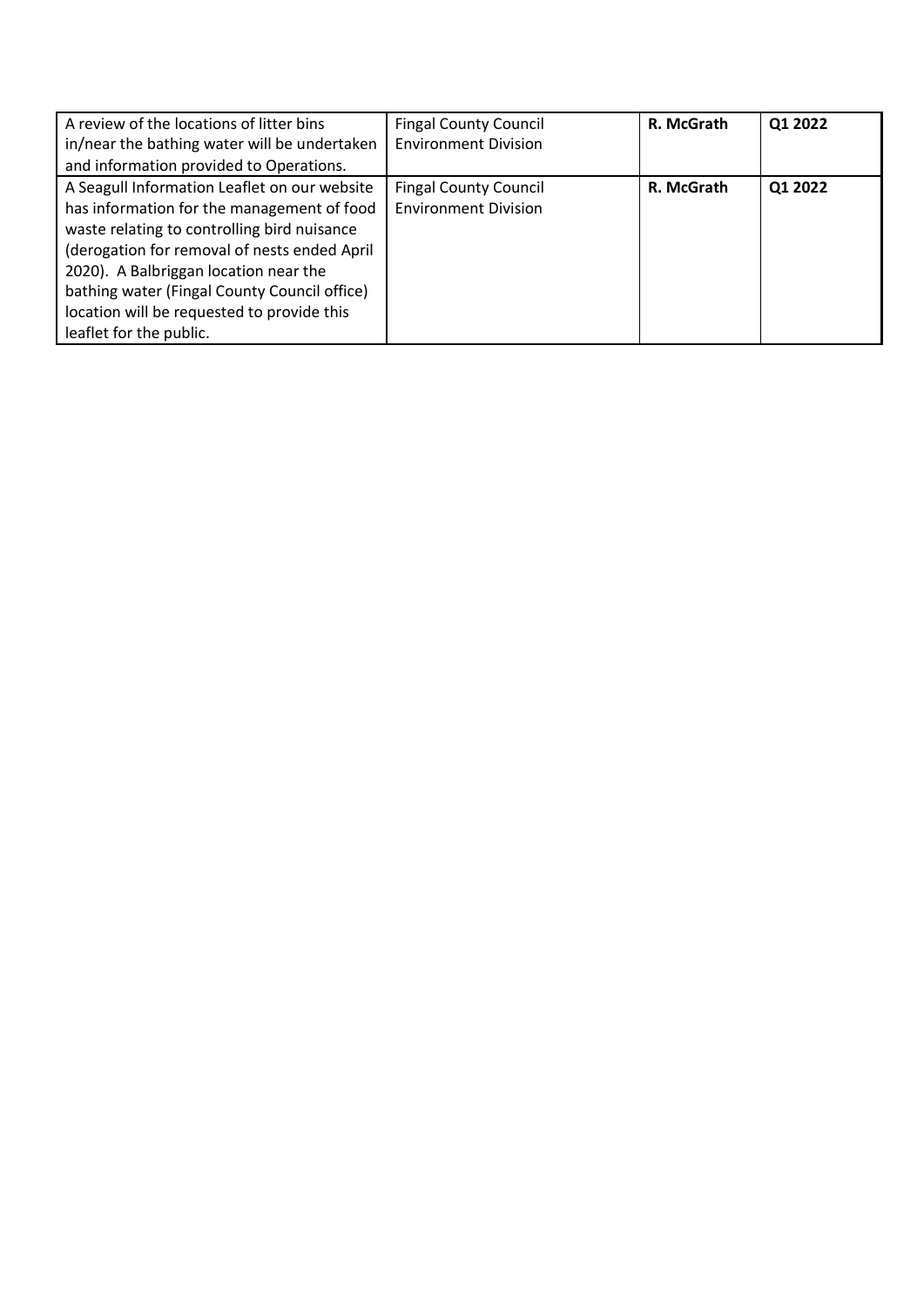| | | | |
|---|---|---|---|
| A review of the locations of litter bins in/near the bathing water will be undertaken and information provided to Operations. | Fingal County Council Environment Division | **R. McGrath** | **Q1 2022** |
| A Seagull Information Leaflet on our website has information for the management of food waste relating to controlling bird nuisance (derogation for removal of nests ended April 2020). A Balbriggan location near the bathing water (Fingal County Council office) location will be requested to provide this leaflet for the public. | Fingal County Council Environment Division | **R. McGrath** | **Q1 2022** |